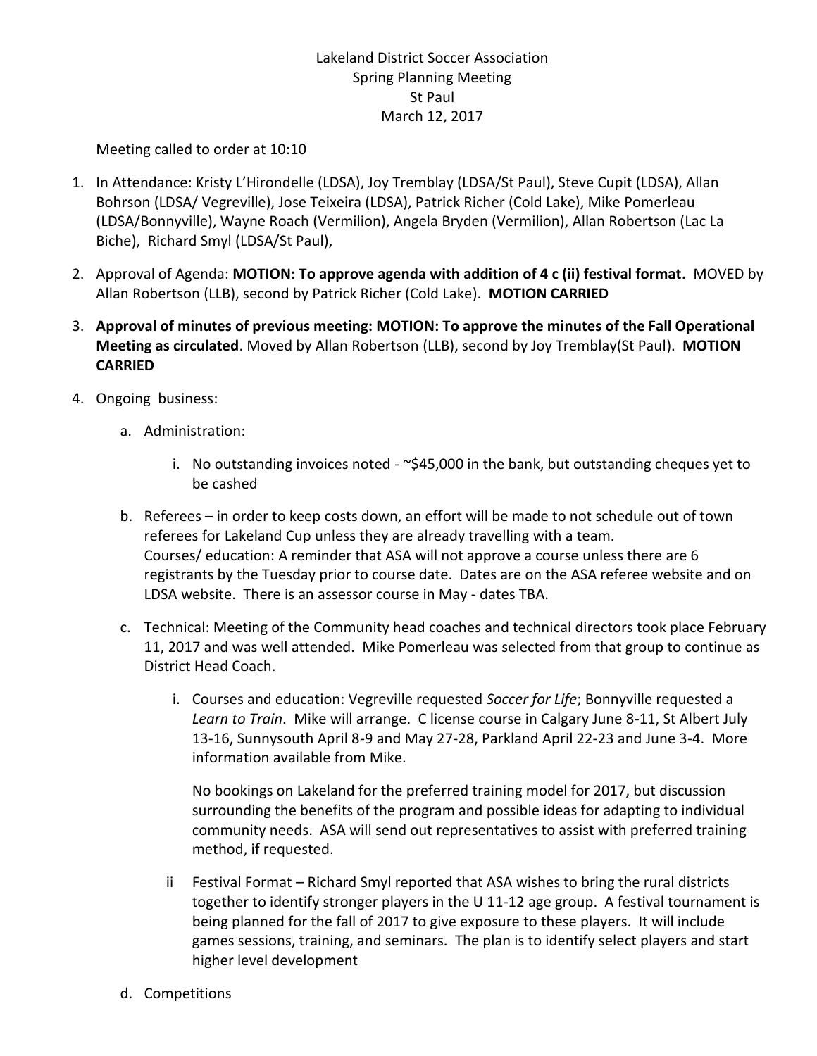Lakeland District Soccer Association
Spring Planning Meeting
St Paul
March 12, 2017

Meeting called to order at 10:10

1. In Attendance: Kristy L'Hirondelle (LDSA), Joy Tremblay (LDSA/St Paul), Steve Cupit (LDSA), Allan Bohrson (LDSA/ Vegreville), Jose Teixeira (LDSA), Patrick Richer (Cold Lake), Mike Pomerleau (LDSA/Bonnyville), Wayne Roach (Vermilion), Angela Bryden (Vermilion), Allan Robertson (Lac La Biche), Richard Smyl (LDSA/St Paul),

2. Approval of Agenda: **MOTION: To approve agenda with addition of 4 c (ii) festival format.** MOVED by Allan Robertson (LLB), second by Patrick Richer (Cold Lake). **MOTION CARRIED**

3. **Approval of minutes of previous meeting: MOTION: To approve the minutes of the Fall Operational Meeting as circulated**. Moved by Allan Robertson (LLB), second by Joy Tremblay(St Paul). **MOTION CARRIED**

4. Ongoing business:

   a. Administration:

      i. No outstanding invoices noted - ~$45,000 in the bank, but outstanding cheques yet to be cashed

   b. Referees – in order to keep costs down, an effort will be made to not schedule out of town referees for Lakeland Cup unless they are already travelling with a team.
   Courses/ education: A reminder that ASA will not approve a course unless there are 6 registrants by the Tuesday prior to course date. Dates are on the ASA referee website and on LDSA website. There is an assessor course in May - dates TBA.

   c. Technical: Meeting of the Community head coaches and technical directors took place February 11, 2017 and was well attended. Mike Pomerleau was selected from that group to continue as District Head Coach.

      i. Courses and education: Vegreville requested *Soccer for Life*; Bonnyville requested a *Learn to Train*. Mike will arrange. C license course in Calgary June 8-11, St Albert July 13-16, Sunnysouth April 8-9 and May 27-28, Parkland April 22-23 and June 3-4. More information available from Mike.

         No bookings on Lakeland for the preferred training model for 2017, but discussion surrounding the benefits of the program and possible ideas for adapting to individual community needs. ASA will send out representatives to assist with preferred training method, if requested.

      ii Festival Format – Richard Smyl reported that ASA wishes to bring the rural districts together to identify stronger players in the U 11-12 age group. A festival tournament is being planned for the fall of 2017 to give exposure to these players. It will include games sessions, training, and seminars. The plan is to identify select players and start higher level development

   d. Competitions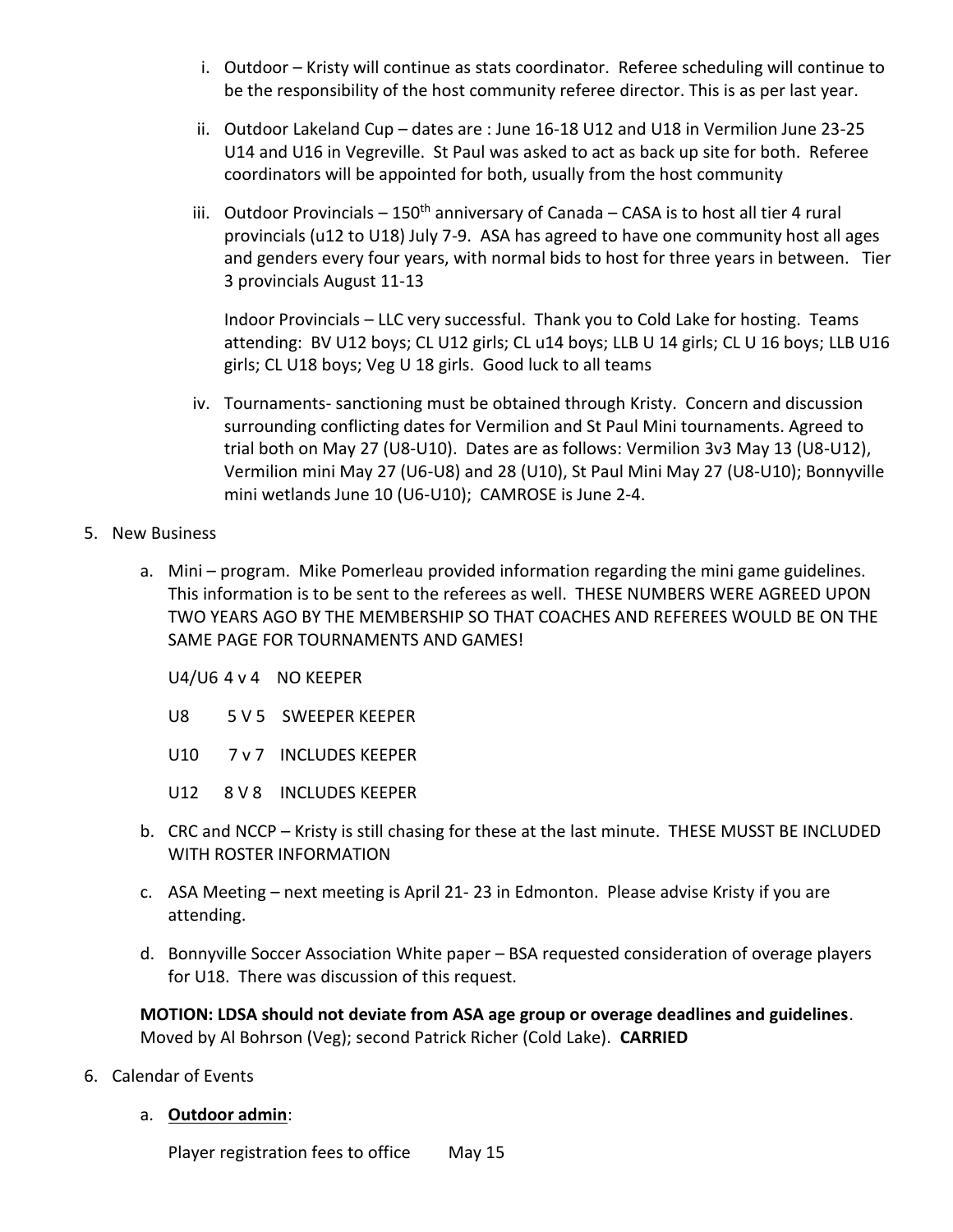i. Outdoor – Kristy will continue as stats coordinator. Referee scheduling will continue to be the responsibility of the host community referee director. This is as per last year.

ii. Outdoor Lakeland Cup – dates are : June 16-18 U12 and U18 in Vermilion June 23-25 U14 and U16 in Vegreville. St Paul was asked to act as back up site for both. Referee coordinators will be appointed for both, usually from the host community

iii. Outdoor Provincials – 150th anniversary of Canada – CASA is to host all tier 4 rural provincials (u12 to U18) July 7-9. ASA has agreed to have one community host all ages and genders every four years, with normal bids to host for three years in between. Tier 3 provincials August 11-13

   Indoor Provincials – LLC very successful. Thank you to Cold Lake for hosting. Teams attending: BV U12 boys; CL U12 girls; CL u14 boys; LLB U 14 girls; CL U 16 boys; LLB U16 girls; CL U18 boys; Veg U 18 girls. Good luck to all teams

iv. Tournaments- sanctioning must be obtained through Kristy. Concern and discussion surrounding conflicting dates for Vermilion and St Paul Mini tournaments. Agreed to trial both on May 27 (U8-U10). Dates are as follows: Vermilion 3v3 May 13 (U8-U12), Vermilion mini May 27 (U6-U8) and 28 (U10), St Paul Mini May 27 (U8-U10); Bonnyville mini wetlands June 10 (U6-U10); CAMROSE is June 2-4.

5. New Business

   a. Mini – program. Mike Pomerleau provided information regarding the mini game guidelines. This information is to be sent to the referees as well. THESE NUMBERS WERE AGREED UPON TWO YEARS AGO BY THE MEMBERSHIP SO THAT COACHES AND REFEREES WOULD BE ON THE SAME PAGE FOR TOURNAMENTS AND GAMES!

      U4/U6 4 v 4 NO KEEPER

      U8 5 V 5 SWEEPER KEEPER

      U10 7 v 7 INCLUDES KEEPER

      U12 8 V 8 INCLUDES KEEPER

   b. CRC and NCCP – Kristy is still chasing for these at the last minute. THESE MUSST BE INCLUDED WITH ROSTER INFORMATION

   c. ASA Meeting – next meeting is April 21- 23 in Edmonton. Please advise Kristy if you are attending.

   d. Bonnyville Soccer Association White paper – BSA requested consideration of overage players for U18. There was discussion of this request.

   **MOTION: LDSA should not deviate from ASA age group or overage deadlines and guidelines**. Moved by Al Bohrson (Veg); second Patrick Richer (Cold Lake). **CARRIED**

6. Calendar of Events

   a. **Outdoor admin**:

      Player registration fees to office May 15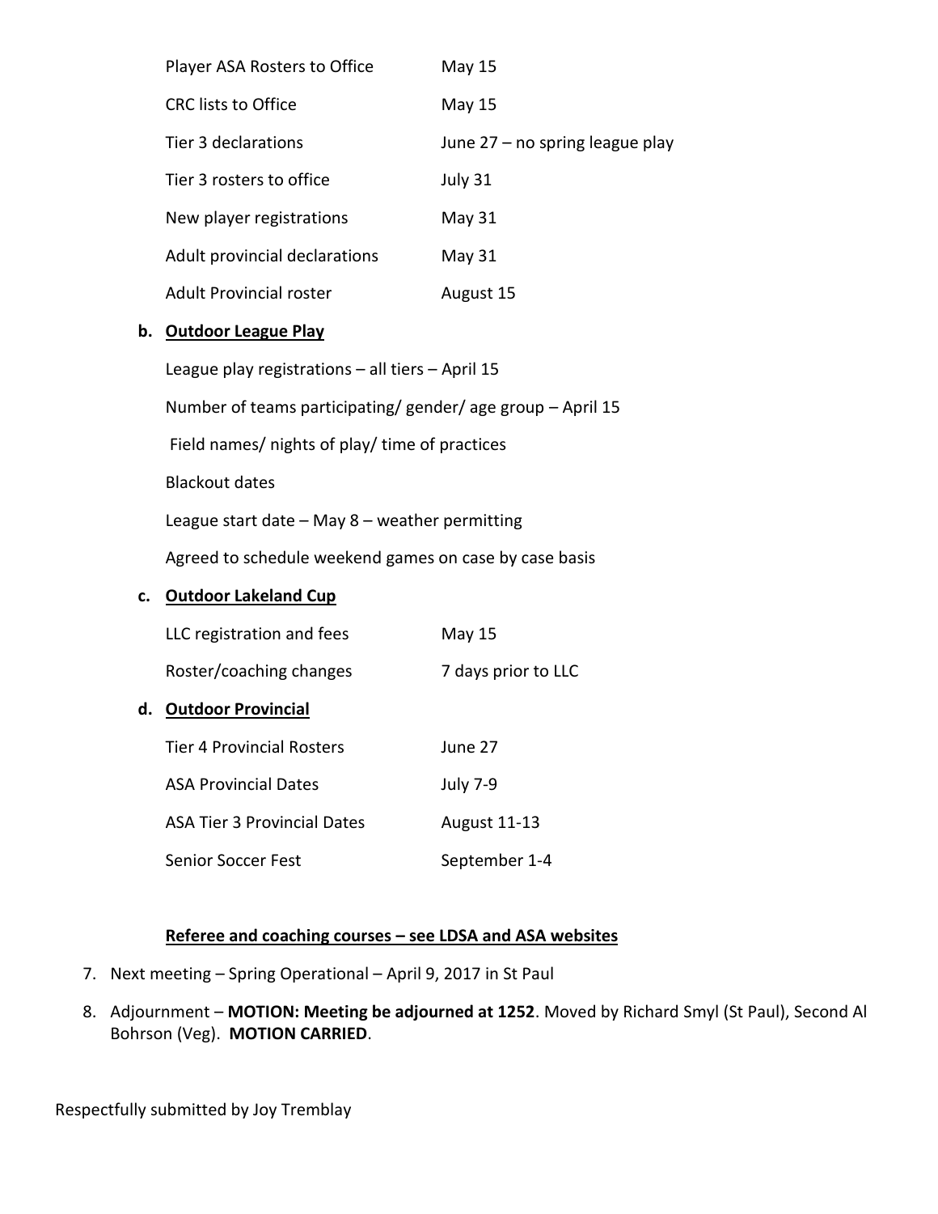| | |
|---|---|
| Player ASA Rosters to Office | May 15 |
| CRC lists to Office | May 15 |
| Tier 3 declarations | June 27 – no spring league play |
| Tier 3 rosters to office | July 31 |
| New player registrations | May 31 |
| Adult provincial declarations | May 31 |
| Adult Provincial roster | August 15 |

**b. <u>Outdoor League Play</u>**

League play registrations – all tiers – April 15

Number of teams participating/ gender/ age group – April 15

Field names/ nights of play/ time of practices

Blackout dates

League start date – May 8 – weather permitting

Agreed to schedule weekend games on case by case basis

**c. <u>Outdoor Lakeland Cup</u>**

| | |
|---|---|
| LLC registration and fees | May 15 |
| Roster/coaching changes | 7 days prior to LLC |

**d. <u>Outdoor Provincial</u>**

| | |
|---|---|
| Tier 4 Provincial Rosters | June 27 |
| ASA Provincial Dates | July 7-9 |
| ASA Tier 3 Provincial Dates | August 11-13 |
| Senior Soccer Fest | September 1-4 |

**<u>Referee and coaching courses – see LDSA and ASA websites</u>**

7. Next meeting – Spring Operational – April 9, 2017 in St Paul
8. Adjournment – **MOTION: Meeting be adjourned at 1252**. Moved by Richard Smyl (St Paul), Second Al Bohrson (Veg). **MOTION CARRIED**.

Respectfully submitted by Joy Tremblay